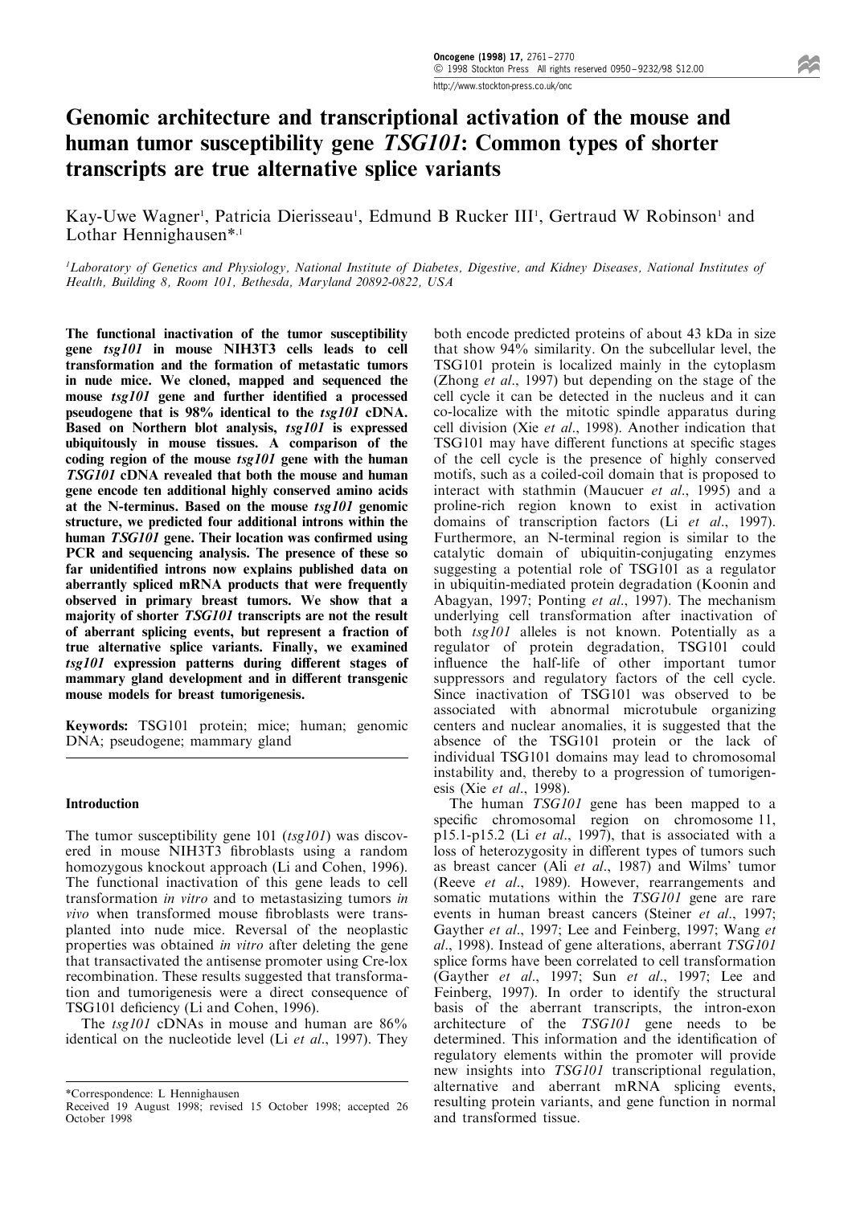# Genomic architecture and transcriptional activation of the mouse and human tumor susceptibility gene *TSG101*: Common types of shorter transcripts are true alternative splice variants

Kay-Uwe Wagner[1], Patricia Dierisseau[1], Edmund B Rucker III[1], Gertraud W Robinson[1] and Lothar Hennighausen*[,1]

[1]Laboratory of Genetics and Physiology, National Institute of Diabetes, Digestive, and Kidney Diseases, National Institutes of Health, Building 8, Room 101, Bethesda, Maryland 20892-0822, USA

**The functional inactivation of the tumor susceptibility gene *tsg101* in mouse NIH3T3 cells leads to cell transformation and the formation of metastatic tumors in nude mice. We cloned, mapped and sequenced the mouse *tsg101* gene and further identified a processed pseudogene that is 98% identical to the *tsg101* cDNA. Based on Northern blot analysis, *tsg101* is expressed ubiquitously in mouse tissues. A comparison of the coding region of the mouse *tsg101* gene with the human *TSG101* cDNA revealed that both the mouse and human gene encode ten additional highly conserved amino acids at the N-terminus. Based on the mouse *tsg101* genomic structure, we predicted four additional introns within the human *TSG101* gene. Their location was confirmed using PCR and sequencing analysis. The presence of these so far unidentified introns now explains published data on aberrantly spliced mRNA products that were frequently observed in primary breast tumors. We show that a majority of shorter *TSG101* transcripts are not the result of aberrant splicing events, but represent a fraction of true alternative splice variants. Finally, we examined *tsg101* expression patterns during different stages of mammary gland development and in different transgenic mouse models for breast tumorigenesis.**

**Keywords:** TSG101 protein; mice; human; genomic DNA; pseudogene; mammary gland

## Introduction

The tumor susceptibility gene 101 (*tsg101*) was discovered in mouse NIH3T3 fibroblasts using a random homozygous knockout approach (Li and Cohen, 1996). The functional inactivation of this gene leads to cell transformation *in vitro* and to metastasizing tumors *in vivo* when transformed mouse fibroblasts were transplanted into nude mice. Reversal of the neoplastic properties was obtained *in vitro* after deleting the gene that transactivated the antisense promoter using Cre-lox recombination. These results suggested that transformation and tumorigenesis were a direct consequence of TSG101 deficiency (Li and Cohen, 1996).

The *tsg101* cDNAs in mouse and human are 86% identical on the nucleotide level (Li *et al*., 1997). They both encode predicted proteins of about 43 kDa in size that show 94% similarity. On the subcellular level, the TSG101 protein is localized mainly in the cytoplasm (Zhong *et al*., 1997) but depending on the stage of the cell cycle it can be detected in the nucleus and it can co-localize with the mitotic spindle apparatus during cell division (Xie *et al*., 1998). Another indication that TSG101 may have different functions at specific stages of the cell cycle is the presence of highly conserved motifs, such as a coiled-coil domain that is proposed to interact with stathmin (Maucuer *et al*., 1995) and a proline-rich region known to exist in activation domains of transcription factors (Li *et al*., 1997). Furthermore, an N-terminal region is similar to the catalytic domain of ubiquitin-conjugating enzymes suggesting a potential role of TSG101 as a regulator in ubiquitin-mediated protein degradation (Koonin and Abagyan, 1997; Ponting *et al*., 1997). The mechanism underlying cell transformation after inactivation of both *tsg101* alleles is not known. Potentially as a regulator of protein degradation, TSG101 could influence the half-life of other important tumor suppressors and regulatory factors of the cell cycle. Since inactivation of TSG101 was observed to be associated with abnormal microtubule organizing centers and nuclear anomalies, it is suggested that the absence of the TSG101 protein or the lack of individual TSG101 domains may lead to chromosomal instability and, thereby to a progression of tumorigenesis (Xie *et al*., 1998).

The human *TSG101* gene has been mapped to a specific chromosomal region on chromosome 11, p15.1-p15.2 (Li *et al*., 1997), that is associated with a loss of heterozygosity in different types of tumors such as breast cancer (Ali *et al*., 1987) and Wilms' tumor (Reeve *et al*., 1989). However, rearrangements and somatic mutations within the *TSG101* gene are rare events in human breast cancers (Steiner *et al*., 1997; Gayther *et al*., 1997; Lee and Feinberg, 1997; Wang *et al*., 1998). Instead of gene alterations, aberrant *TSG101* splice forms have been correlated to cell transformation (Gayther *et al*., 1997; Sun *et al*., 1997; Lee and Feinberg, 1997). In order to identify the structural basis of the aberrant transcripts, the intron-exon architecture of the *TSG101* gene needs to be determined. This information and the identification of regulatory elements within the promoter will provide new insights into *TSG101* transcriptional regulation, alternative and aberrant mRNA splicing events, resulting protein variants, and gene function in normal and transformed tissue.

*Correspondence: L Hennighausen
Received 19 August 1998; revised 15 October 1998; accepted 26 October 1998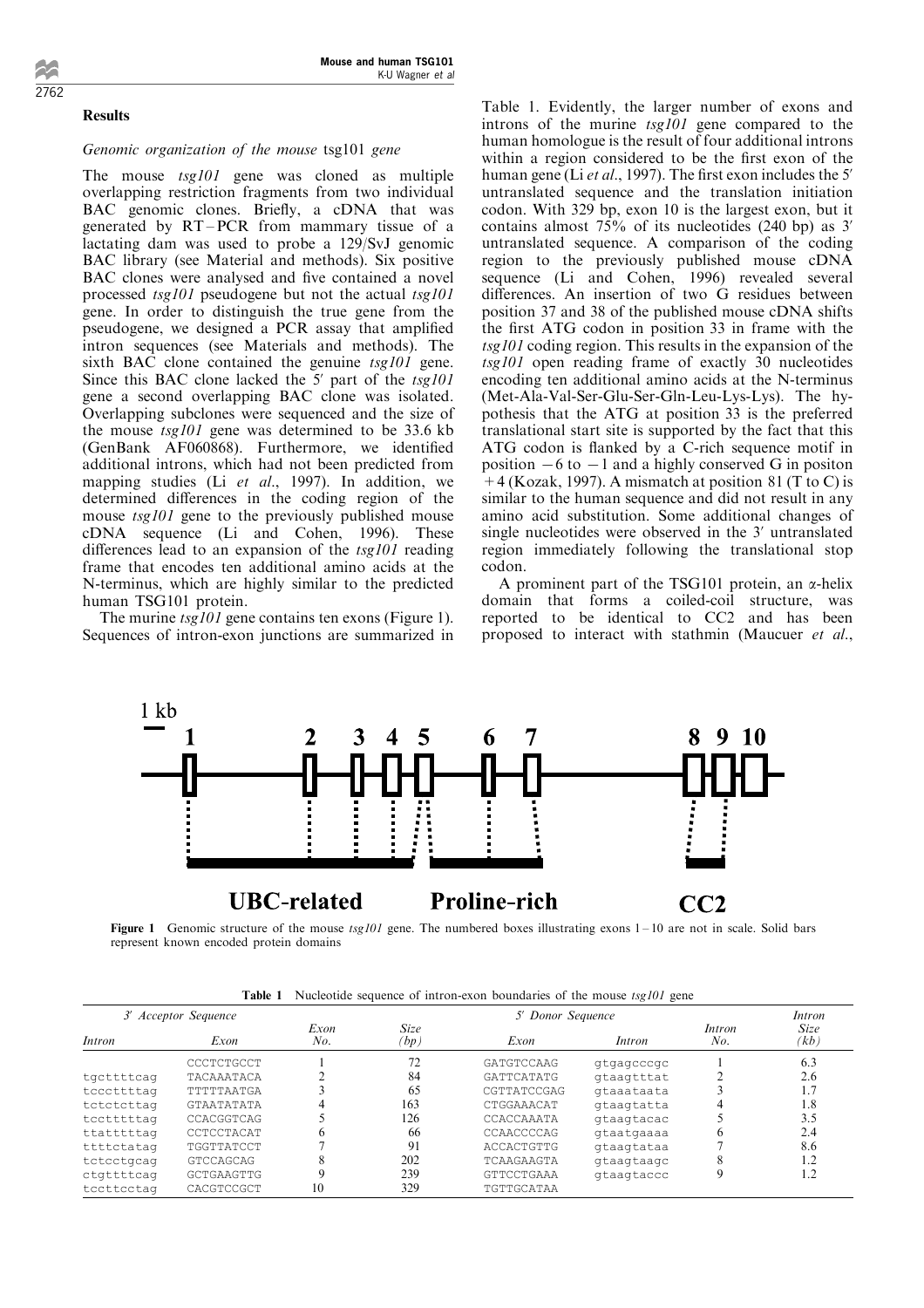## Results

### *Genomic organization of the mouse* tsg101 *gene*

The mouse *tsg101* gene was cloned as multiple overlapping restriction fragments from two individual BAC genomic clones. Briefly, a cDNA that was generated by RT–PCR from mammary tissue of a lactating dam was used to probe a 129/SvJ genomic BAC library (see Material and methods). Six positive BAC clones were analysed and five contained a novel processed *tsg101* pseudogene but not the actual *tsg101* gene. In order to distinguish the true gene from the pseudogene, we designed a PCR assay that amplified intron sequences (see Materials and methods). The sixth BAC clone contained the genuine *tsg101* gene. Since this BAC clone lacked the 5′ part of the *tsg101* gene a second overlapping BAC clone was isolated. Overlapping subclones were sequenced and the size of the mouse *tsg101* gene was determined to be 33.6 kb (GenBank AF060868). Furthermore, we identified additional introns, which had not been predicted from mapping studies (Li *et al*., 1997). In addition, we determined differences in the coding region of the mouse *tsg101* gene to the previously published mouse cDNA sequence (Li and Cohen, 1996). These differences lead to an expansion of the *tsg101* reading frame that encodes ten additional amino acids at the N-terminus, which are highly similar to the predicted human TSG101 protein.

The murine *tsg101* gene contains ten exons (Figure 1). Sequences of intron-exon junctions are summarized in Table 1. Evidently, the larger number of exons and introns of the murine *tsg101* gene compared to the human homologue is the result of four additional introns within a region considered to be the first exon of the human gene (Li *et al*., 1997). The first exon includes the 5′ untranslated sequence and the translation initiation codon. With 329 bp, exon 10 is the largest exon, but it contains almost 75% of its nucleotides (240 bp) as 3′ untranslated sequence. A comparison of the coding region to the previously published mouse cDNA sequence (Li and Cohen, 1996) revealed several differences. An insertion of two G residues between position 37 and 38 of the published mouse cDNA shifts the first ATG codon in position 33 in frame with the *tsg101* coding region. This results in the expansion of the *tsg101* open reading frame of exactly 30 nucleotides encoding ten additional amino acids at the N-terminus (Met-Ala-Val-Ser-Glu-Ser-Gln-Leu-Lys-Lys). The hypothesis that the ATG at position 33 is the preferred translational start site is supported by the fact that this ATG codon is flanked by a C-rich sequence motif in position −6 to −1 and a highly conserved G in positon +4 (Kozak, 1997). A mismatch at position 81 (T to C) is similar to the human sequence and did not result in any amino acid substitution. Some additional changes of single nucleotides were observed in the 3′ untranslated region immediately following the translational stop codon.

A prominent part of the TSG101 protein, an α-helix domain that forms a coiled-coil structure, was reported to be identical to CC2 and has been proposed to interact with stathmin (Maucuer *et al*.,

**Figure 1** Genomic structure of the mouse *tsg101* gene. The numbered boxes illustrating exons 1–10 are not in scale. Solid bars represent known encoded protein domains

**Table 1** Nucleotide sequence of intron-exon boundaries of the mouse *tsg101* gene

| *3′ Acceptor Sequence* | | *Exon No.* | *Size (bp)* | *5′ Donor Sequence* | | *Intron No.* | *Intron Size (kb)* |
|---|---|---|---|---|---|---|---|
| *Intron* | *Exon* | | | *Exon* | *Intron* | | |
| | CCCTCTGCCT | 1 | 72 | GATGTCCAAG | gtgagcccgc | 1 | 6.3 |
| tgcttttcag | TACAAATACA | 2 | 84 | GATTCATATG | gtaagtttat | 2 | 2.6 |
| tcccttttag | TTTTTAATGA | 3 | 65 | CGTTATCCGAG | gtaaataata | 3 | 1.7 |
| tctctcttag | GTAATATATA | 4 | 163 | CTGGAAACAT | gtaagtatta | 4 | 1.8 |
| tcctttttag | CCACGGTCAG | 5 | 126 | CCACCAAATA | gtaagtacac | 5 | 3.5 |
| ttatttttag | CCTCCTACAT | 6 | 66 | CCAACCCCAG | gtaatgaaaa | 6 | 2.4 |
| ttttctatag | TGGTTATCCT | 7 | 91 | ACCACTGTTG | gtaagtataa | 7 | 8.6 |
| tctcctgcag | GTCCAGCAG | 8 | 202 | TCAAGAAGTA | gtaagtaagc | 8 | 1.2 |
| ctgttttcag | GCTGAAGTTG | 9 | 239 | GTTCCTGAAA | gtaagtaccc | 9 | 1.2 |
| tccttcctag | CACGTCCGCT | 10 | 329 | TGTTGCATAA | | | |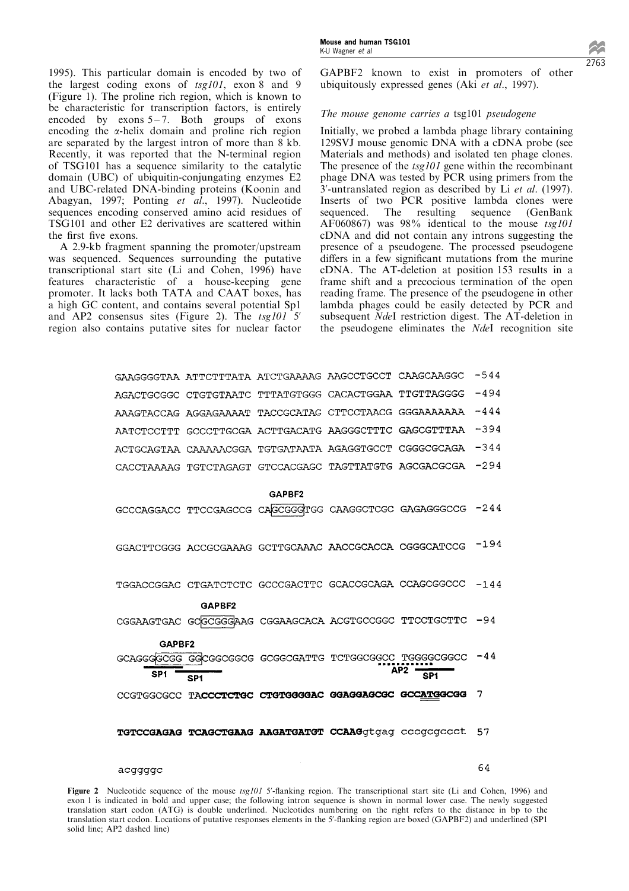1995). This particular domain is encoded by two of the largest coding exons of *tsg101*, exon 8 and 9 (Figure 1). The proline rich region, which is known to be characteristic for transcription factors, is entirely encoded by exons 5–7. Both groups of exons encoding the α-helix domain and proline rich region are separated by the largest intron of more than 8 kb. Recently, it was reported that the N-terminal region of TSG101 has a sequence similarity to the catalytic domain (UBC) of ubiquitin-conjungating enzymes E2 and UBC-related DNA-binding proteins (Koonin and Abagyan, 1997; Ponting *et al*., 1997). Nucleotide sequences encoding conserved amino acid residues of TSG101 and other E2 derivatives are scattered within the first five exons.

A 2.9-kb fragment spanning the promoter/upstream was sequenced. Sequences surrounding the putative transcriptional start site (Li and Cohen, 1996) have features characteristic of a house-keeping gene promoter. It lacks both TATA and CAAT boxes, has a high GC content, and contains several potential Sp1 and AP2 consensus sites (Figure 2). The *tsg101* 5′ region also contains putative sites for nuclear factor GAPBF2 known to exist in promoters of other ubiquitously expressed genes (Aki *et al*., 1997).

### *The mouse genome carries a* tsg101 *pseudogene*

Initially, we probed a lambda phage library containing 129SVJ mouse genomic DNA with a cDNA probe (see Materials and methods) and isolated ten phage clones. The presence of the *tsg101* gene within the recombinant phage DNA was tested by PCR using primers from the 3′-untranslated region as described by Li *et al*. (1997). Inserts of two PCR positive lambda clones were sequenced. The resulting sequence (GenBank AF060867) was 98% identical to the mouse *tsg101* cDNA and did not contain any introns suggesting the presence of a pseudogene. The processed pseudogene differs in a few significant mutations from the murine cDNA. The AT-deletion at position 153 results in a frame shift and a precocious termination of the open reading frame. The presence of the pseudogene in other lambda phages could be easily detected by PCR and subsequent *Nde*I restriction digest. The AT-deletion in the pseudogene eliminates the *Nde*I recognition site

```
GAAGGGGTAA ATTCTTTATA ATCTGAAAAG AAGCCTGCCT CAAGCAAGGC  -544
AGACTGCGGC CTGTGTAATC TTTATGTGGG CACACTGGAA TTGTTAGGGG  -494
AAAGTACCAG AGGAGAAAAT TACCGCATAG CTTCCTAACG GGGAAAAAAA  -444
AATCTCCTTT GCCCTTGCGA ACTTGACATG AAGGGCTTTC GAGCGTTTAA  -394
ACTGCAGTAA CAAAAACGGA TGTGATAATA AGAGGTGCCT CGGGCGCAGA  -344
CACCTAAAAG TGTCTAGAGT GTCCACGAGC TAGTTATGTG AGCGACGCGA  -294
                        GAPBF2
GCCCAGGACC TTCCGAGCCG CAGCGGGTGG CAAGGCTCGC GAGAGGGCCG  -244
GGACTTCGGG ACCGCGAAAG GCTTGCAAAC AACCGCACCA CGGGCATCCG  -194
TGGACCGGAC CTGATCTCTC GCCCGACTTC GCACCGCAGA CCAGCGGCCC  -144
             GAPBF2
CGGAAGTGAC GCGCGGGAAG CGGAAGCACA ACGTGCCGGC TTCCTGCTTC   -94
      GAPBF2
GCAGGGGCGG GGCGGCGGCG GCGGCGATTG TCTGGCGGCC TGGGGCGGCC   -44
      SP1   SP1                              AP2   SP1
CCGTGGCGCC TACCCTCTGC CTGTGGGGAC GGAGGAGCGC GCCATGGCGG     7
TGTCCGAGAG TCAGCTGAAG AAGATGATGT CCAAGgtgag cccgcgccct    57
acggggc                                                   64
```

**Figure 2** Nucleotide sequence of the mouse *tsg101* 5′-flanking region. The transcriptional start site (Li and Cohen, 1996) and exon 1 is indicated in bold and upper case; the following intron sequence is shown in normal lower case. The newly suggested translation start codon (ATG) is double underlined. Nucleotides numbering on the right refers to the distance in bp to the translation start codon. Locations of putative responses elements in the 5′-flanking region are boxed (GAPBF2) and underlined (SP1 solid line; AP2 dashed line)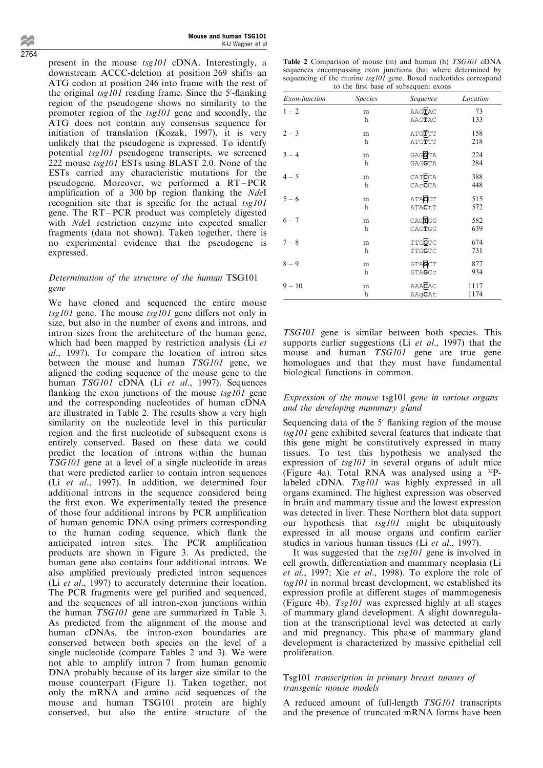present in the mouse *tsg101* cDNA. Interestingly, a downstream ACCC-deletion at position 269 shifts an ATG codon at position 246 into frame with the rest of the original *tsg101* reading frame. Since the 5′-flanking region of the pseudogene shows no similarity to the promoter region of the *tsg101* gene and secondly, the ATG does not contain any consensus sequence for initiation of translation (Kozak, 1997), it is very unlikely that the pseudogene is expressed. To identify potential *tsg101* pseudogene transcripts, we screened 222 mouse *tsg101* ESTs using BLAST 2.0. None of the ESTs carried any characteristic mutations for the pseudogene. Moreover, we performed a RT–PCR amplification of a 300 bp region flanking the *Nde*I recognition site that is specific for the actual *tsg101* gene. The RT–PCR product was completely digested with *Nde*I restriction enzyme into expected smaller fragments (data not shown). Taken together, there is no experimental evidence that the pseudogene is expressed.

### *Determination of the structure of the human* TSG101 *gene*

We have cloned and sequenced the entire mouse *tsg101* gene. The mouse *tsg101* gene differs not only in size, but also in the number of exons and introns, and intron sizes from the architecture of the human gene, which had been mapped by restriction analysis (Li *et al*., 1997). To compare the location of intron sites between the mouse and human *TSG101* gene, we aligned the coding sequence of the mouse gene to the human *TSG101* cDNA (Li *et al*., 1997). Sequences flanking the exon junctions of the mouse *tsg101* gene and the corresponding nucleotides of human cDNA are illustrated in Table 2. The results show a very high similarity on the nucleotide level in this particular region and the first nucleotide of subsequent exons is entirely conserved. Based on these data we could predict the location of introns within the human *TSG101* gene at a level of a single nucleotide in areas that were predicted earlier to contain intron sequences (Li *et al*., 1997). In addition, we determined four additional introns in the sequence considered being the first exon. We experimentally tested the presence of those four additional introns by PCR amplification of human genomic DNA using primers corresponding to the human coding sequence, which flank the anticipated intron sites. The PCR amplification products are shown in Figure 3. As predicted, the human gene also contains four additional introns. We also amplified previously predicted intron sequences (Li *et al*., 1997) to accurately determine their location. The PCR fragments were gel purified and sequenced, and the sequences of all intron-exon junctions within the human *TSG101* gene are summarized in Table 3. As predicted from the alignment of the mouse and human cDNAs, the intron-exon boundaries are conserved between both species on the level of a single nucleotide (compare Tables 2 and 3). We were not able to amplify intron 7 from human genomic DNA probably because of its larger size similar to the mouse counterpart (Figure 1). Taken together, not only the mRNA and amino acid sequences of the mouse and human TSG101 protein are highly conserved, but also the entire structure of the *TSG101* gene is similar between both species. This supports earlier suggestions (Li *et al*., 1997) that the mouse and human *TSG101* gene are true gene homologues and that they must have fundamental biological functions in common.

**Table 2** Comparison of mouse (m) and human (h) *TSG101* cDNA sequences encompassing exon junctions that where determined by sequencing of the murine *tsg101* gene. Boxed nucleotides correspond to the first base of subsequent exons

| *Exon-junction* | *Species* | *Sequence* | *Location* |
|---|---|---|---|
| 1 – 2 | m | AAG**T**AC | 73 |
| | h | AAG**T**AC | 133 |
| 2 – 3 | m | ATG**T**TT | 158 |
| | h | ATG**T**TT | 218 |
| 3 – 4 | m | GAG**G**TA | 224 |
| | h | GAG**G**TA | 284 |
| 4 – 5 | m | CAT**C**CA | 388 |
| | h | CAc**C**CA | 448 |
| 5 – 6 | m | ATA**C**CT | 515 |
| | h | ATA**C**tT | 572 |
| 6 – 7 | m | CAG**T**GG | 582 |
| | h | CAG**T**GG | 639 |
| 7 – 8 | m | TTG**G**TC | 674 |
| | h | TTG**G**TC | 731 |
| 8 – 9 | m | GTA**G**CT | 877 |
| | h | GTA**G**Cc | 934 |
| 9 – 10 | m | AAA**C**AC | 1117 |
| | h | AAg**C**At | 1174 |

### *Expression of the mouse* tsg101 *gene in various organs and the developing mammary gland*

Sequencing data of the 5′ flanking region of the mouse *tsg101* gene exhibited several features that indicate that this gene might be constitutively expressed in many tissues. To test this hypothesis we analysed the expression of *tsg101* in several organs of adult mice (Figure 4a). Total RNA was analysed using a $^{32}$P-labeled cDNA. *Tsg101* was highly expressed in all organs examined. The highest expression was observed in brain and mammary tissue and the lowest expression was detected in liver. These Northern blot data support our hypothesis that *tsg101* might be ubiquitously expressed in all mouse organs and confirm earlier studies in various human tissues (Li *et al*., 1997).

It was suggested that the *tsg101* gene is involved in cell growth, differentiation and mammary neoplasia (Li *et al*., 1997; Xie *et al*., 1998). To explore the role of *tsg101* in normal breast development, we established its expression profile at different stages of mammogenesis (Figure 4b). *Tsg101* was expressed highly at all stages of mammary gland development. A slight downregulation at the transcriptional level was detected at early and mid pregnancy. This phase of mammary gland development is characterized by massive epithelial cell proliferation.

### Tsg101 *transcription in primary breast tumors of transgenic mouse models*

A reduced amount of full-length *TSG101* transcripts and the presence of truncated mRNA forms have been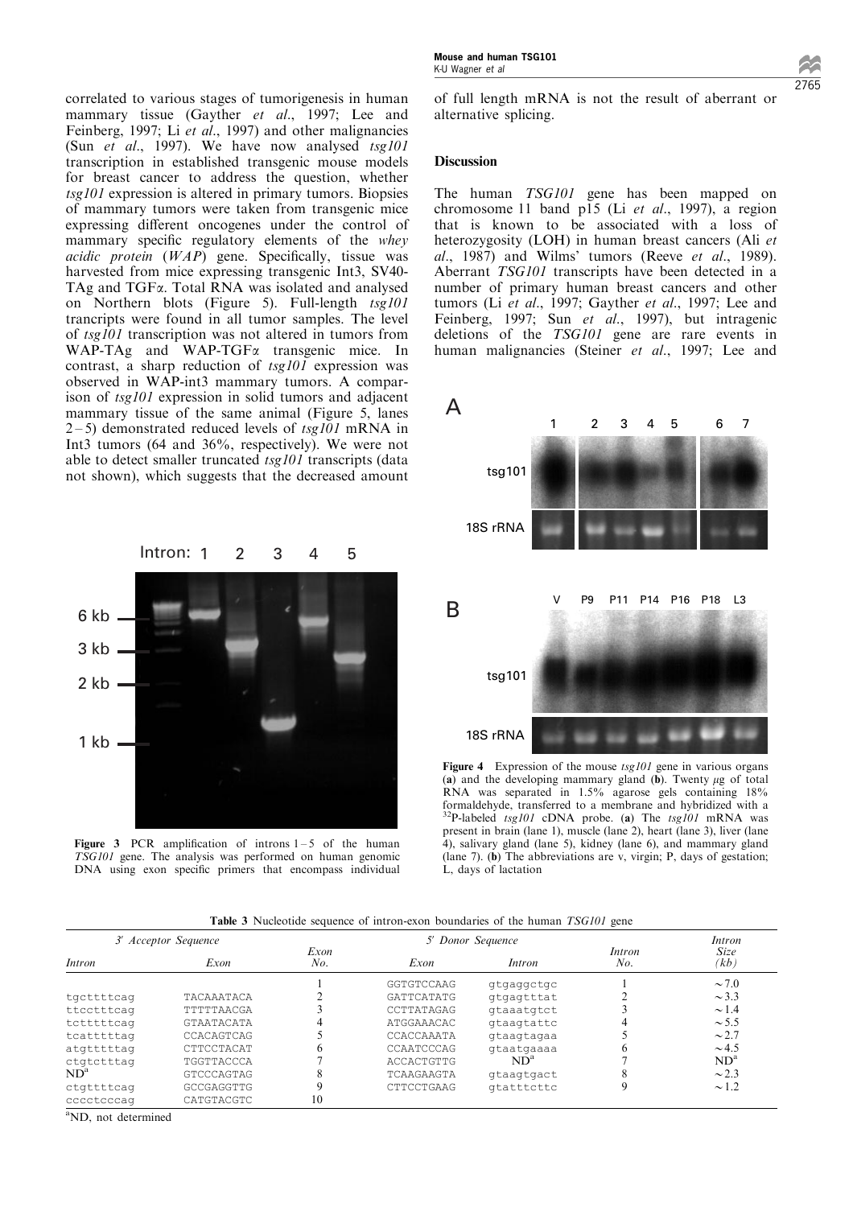correlated to various stages of tumorigenesis in human mammary tissue (Gayther *et al*., 1997; Lee and Feinberg, 1997; Li *et al*., 1997) and other malignancies (Sun *et al*., 1997). We have now analysed *tsg101* transcription in established transgenic mouse models for breast cancer to address the question, whether *tsg101* expression is altered in primary tumors. Biopsies of mammary tumors were taken from transgenic mice expressing different oncogenes under the control of mammary specific regulatory elements of the *whey acidic protein* (*WAP*) gene. Specifically, tissue was harvested from mice expressing transgenic Int3, SV40-TAg and TGF$\alpha$. Total RNA was isolated and analysed on Northern blots (Figure 5). Full-length *tsg101* trancripts were found in all tumor samples. The level of *tsg101* transcription was not altered in tumors from WAP-TAg and WAP-TGF$\alpha$ transgenic mice. In contrast, a sharp reduction of *tsg101* expression was observed in WAP-int3 mammary tumors. A comparison of *tsg101* expression in solid tumors and adjacent mammary tissue of the same animal (Figure 5, lanes 2–5) demonstrated reduced levels of *tsg101* mRNA in Int3 tumors (64 and 36%, respectively). We were not able to detect smaller truncated *tsg101* transcripts (data not shown), which suggests that the decreased amount of full length mRNA is not the result of aberrant or alternative splicing.

**Figure 3** PCR amplification of introns 1–5 of the human *TSG101* gene. The analysis was performed on human genomic DNA using exon specific primers that encompass individual

## Discussion

The human *TSG101* gene has been mapped on chromosome 11 band p15 (Li *et al*., 1997), a region that is known to be associated with a loss of heterozygosity (LOH) in human breast cancers (Ali *et al*., 1987) and Wilms' tumors (Reeve *et al*., 1989). Aberrant *TSG101* transcripts have been detected in a number of primary human breast cancers and other tumors (Li *et al*., 1997; Gayther *et al*., 1997; Lee and Feinberg, 1997; Sun *et al*., 1997), but intragenic deletions of the *TSG101* gene are rare events in human malignancies (Steiner *et al*., 1997; Lee and

**Figure 4** Expression of the mouse *tsg101* gene in various organs (**a**) and the developing mammary gland (**b**). Twenty $\mu$g of total RNA was separated in 1.5% agarose gels containing 18% formaldehyde, transferred to a membrane and hybridized with a $^{32}$P-labeled *tsg101* cDNA probe. (**a**) The *tsg101* mRNA was present in brain (lane 1), muscle (lane 2), heart (lane 3), liver (lane 4), salivary gland (lane 5), kidney (lane 6), and mammary gland (lane 7). (**b**) The abbreviations are v, virgin; P, days of gestation; L, days of lactation

**Table 3** Nucleotide sequence of intron-exon boundaries of the human *TSG101* gene

| 3′ Acceptor Sequence | | | 5′ Donor Sequence | | | Intron |
|---|---|---|---|---|---|---|
| Intron | Exon | Exon No. | Exon | Intron | Intron No. | Size (kb) |
| | | 1 | GGTGTCCAAG | gtgaggctgc | 1 | ~7.0 |
| tgcttttcag | TACAAATACA | 2 | GATTCATATG | gtgagtttat | 2 | ~3.3 |
| ttcctttcag | TTTTTAACGA | 3 | CCTTATAGAG | gtaaatgtct | 3 | ~1.4 |
| tctttttcag | GTAATACATA | 4 | ATGGAAACAC | gtaagtattc | 4 | ~5.5 |
| tcatttttag | CCACAGTCAG | 5 | CCACCAAATA | gtaagtagaa | 5 | ~2.7 |
| atgtttttag | CTTCCTACAT | 6 | CCAATCCCAG | gtaatgaaaa | 6 | ~4.5 |
| ctgtctttag | TGGTTACCCA | 7 | ACCACTGTTG | ND[a] | 7 | ND[a] |
| ND[a] | GTCCCAGTAG | 8 | TCAAGAAGTA | gtaagtgact | 8 | ~2.3 |
| ctgttttcag | GCCGAGGTTG | 9 | CTTCCTGAAG | gtatttcttc | 9 | ~1.2 |
| cccctcccag | CATGTACGTC | 10 | | | | |

[a]ND, not determined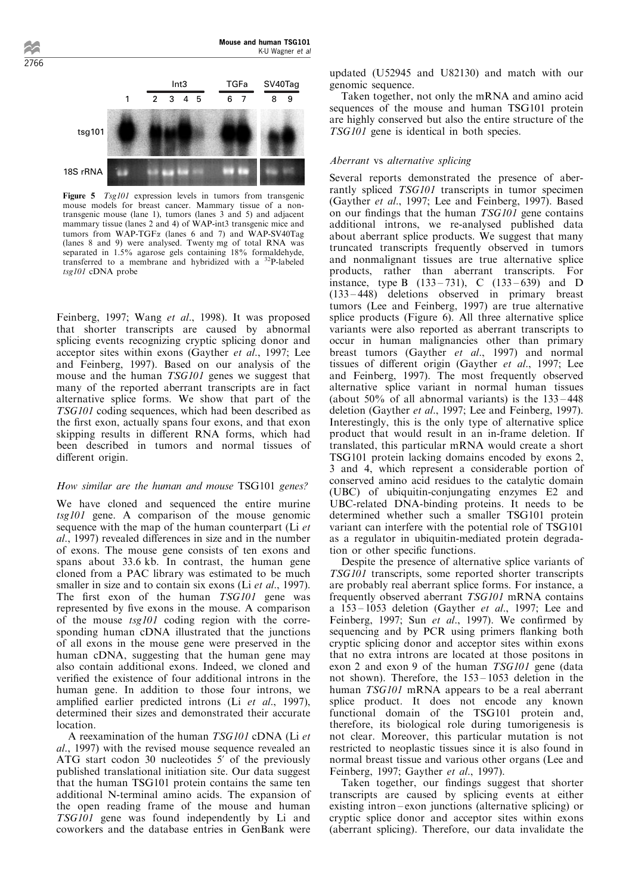**Figure 5** *Tsg101* expression levels in tumors from transgenic mouse models for breast cancer. Mammary tissue of a non-transgenic mouse (lane 1), tumors (lanes 3 and 5) and adjacent mammary tissue (lanes 2 and 4) of WAP-int3 transgenic mice and tumors from WAP-TGFα (lanes 6 and 7) and WAP-SV40Tag (lanes 8 and 9) were analysed. Twenty mg of total RNA was separated in 1.5% agarose gels containing 18% formaldehyde, transferred to a membrane and hybridized with a $^{32}$P-labeled *tsg101* cDNA probe

Feinberg, 1997; Wang *et al*., 1998). It was proposed that shorter transcripts are caused by abnormal splicing events recognizing cryptic splicing donor and acceptor sites within exons (Gayther *et al*., 1997; Lee and Feinberg, 1997). Based on our analysis of the mouse and the human *TSG101* genes we suggest that many of the reported aberrant transcripts are in fact alternative splice forms. We show that part of the *TSG101* coding sequences, which had been described as the first exon, actually spans four exons, and that exon skipping results in different RNA forms, which had been described in tumors and normal tissues of different origin.

### *How similar are the human and mouse* TSG101 *genes?*

We have cloned and sequenced the entire murine *tsg101* gene. A comparison of the mouse genomic sequence with the map of the human counterpart (Li *et al*., 1997) revealed differences in size and in the number of exons. The mouse gene consists of ten exons and spans about 33.6 kb. In contrast, the human gene cloned from a PAC library was estimated to be much smaller in size and to contain six exons (Li *et al*., 1997). The first exon of the human *TSG101* gene was represented by five exons in the mouse. A comparison of the mouse *tsg101* coding region with the corresponding human cDNA illustrated that the junctions of all exons in the mouse gene were preserved in the human cDNA, suggesting that the human gene may also contain additional exons. Indeed, we cloned and verified the existence of four additional introns in the human gene. In addition to those four introns, we amplified earlier predicted introns (Li *et al*., 1997), determined their sizes and demonstrated their accurate location.

A reexamination of the human *TSG101* cDNA (Li *et al*., 1997) with the revised mouse sequence revealed an ATG start codon 30 nucleotides 5′ of the previously published translational initiation site. Our data suggest that the human TSG101 protein contains the same ten additional N-terminal amino acids. The expansion of the open reading frame of the mouse and human *TSG101* gene was found independently by Li and coworkers and the database entries in GenBank were updated (U52945 and U82130) and match with our genomic sequence.

Taken together, not only the mRNA and amino acid sequences of the mouse and human TSG101 protein are highly conserved but also the entire structure of the *TSG101* gene is identical in both species.

### *Aberrant* vs *alternative splicing*

Several reports demonstrated the presence of aberrantly spliced *TSG101* transcripts in tumor specimen (Gayther *et al*., 1997; Lee and Feinberg, 1997). Based on our findings that the human *TSG101* gene contains additional introns, we re-analysed published data about aberrant splice products. We suggest that many truncated transcripts frequently observed in tumors and nonmalignant tissues are true alternative splice products, rather than aberrant transcripts. For instance, type B (133–731), C (133–639) and D (133–448) deletions observed in primary breast tumors (Lee and Feinberg, 1997) are true alternative splice products (Figure 6). All three alternative splice variants were also reported as aberrant transcripts to occur in human malignancies other than primary breast tumors (Gayther *et al*., 1997) and normal tissues of different origin (Gayther *et al*., 1997; Lee and Feinberg, 1997). The most frequently observed alternative splice variant in normal human tissues (about 50% of all abnormal variants) is the 133–448 deletion (Gayther *et al*., 1997; Lee and Feinberg, 1997). Interestingly, this is the only type of alternative splice product that would result in an in-frame deletion. If translated, this particular mRNA would create a short TSG101 protein lacking domains encoded by exons 2, 3 and 4, which represent a considerable portion of conserved amino acid residues to the catalytic domain (UBC) of ubiquitin-conjungating enzymes E2 and UBC-related DNA-binding proteins. It needs to be determined whether such a smaller TSG101 protein variant can interfere with the potential role of TSG101 as a regulator in ubiquitin-mediated protein degradation or other specific functions.

Despite the presence of alternative splice variants of *TSG101* transcripts, some reported shorter transcripts are probably real aberrant splice forms. For instance, a frequently observed aberrant *TSG101* mRNA contains a 153–1053 deletion (Gayther *et al*., 1997; Lee and Feinberg, 1997; Sun *et al*., 1997). We confirmed by sequencing and by PCR using primers flanking both cryptic splicing donor and acceptor sites within exons that no extra introns are located at those positons in exon 2 and exon 9 of the human *TSG101* gene (data not shown). Therefore, the 153–1053 deletion in the human *TSG101* mRNA appears to be a real aberrant splice product. It does not encode any known functional domain of the TSG101 protein and, therefore, its biological role during tumorigenesis is not clear. Moreover, this particular mutation is not restricted to neoplastic tissues since it is also found in normal breast tissue and various other organs (Lee and Feinberg, 1997; Gayther *et al*., 1997).

Taken together, our findings suggest that shorter transcripts are caused by splicing events at either existing intron–exon junctions (alternative splicing) or cryptic splice donor and acceptor sites within exons (aberrant splicing). Therefore, our data invalidate the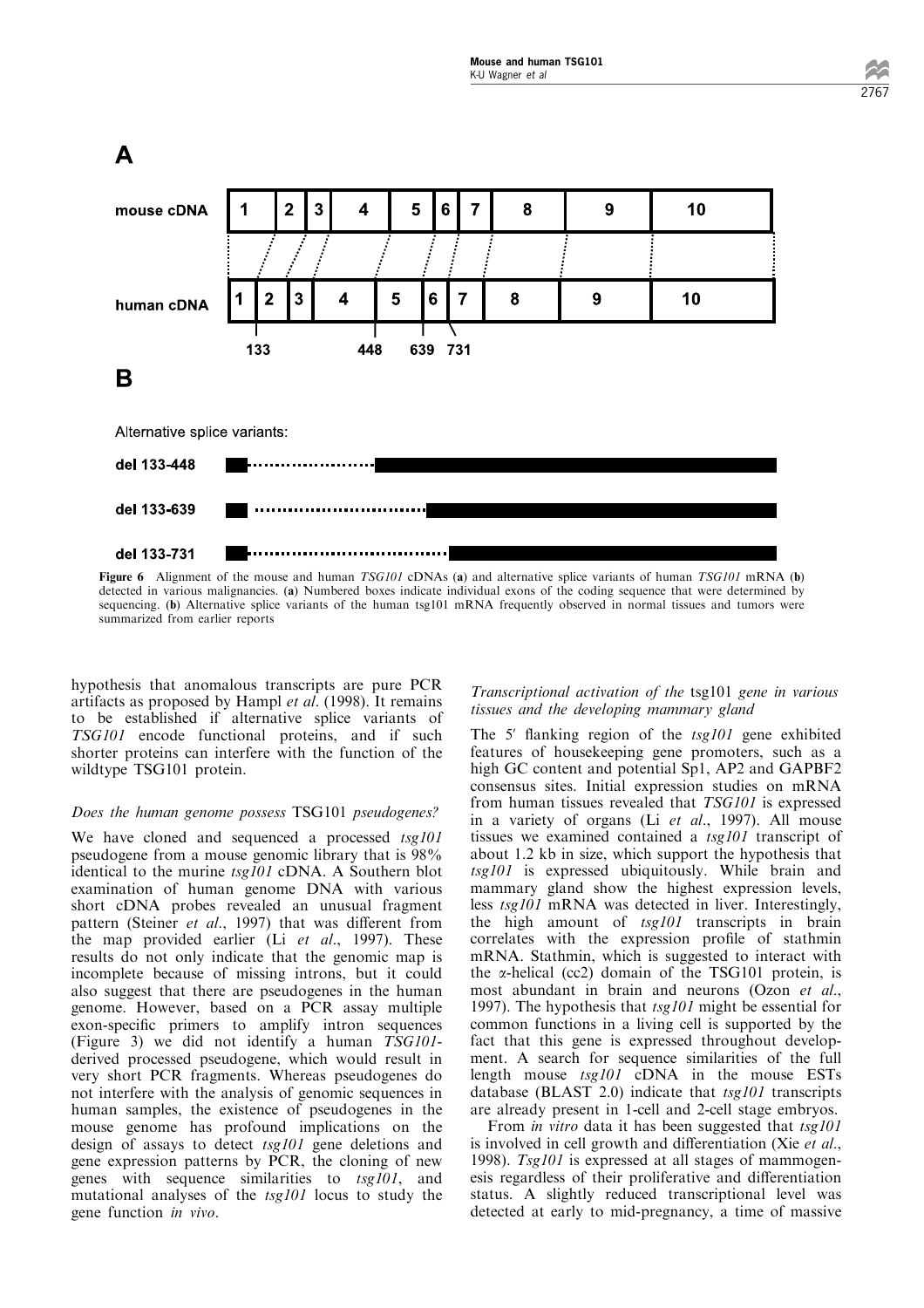**Figure 6** Alignment of the mouse and human *TSG101* cDNAs (**a**) and alternative splice variants of human *TSG101* mRNA (**b**) detected in various malignancies. (**a**) Numbered boxes indicate individual exons of the coding sequence that were determined by sequencing. (**b**) Alternative splice variants of the human tsg101 mRNA frequently observed in normal tissues and tumors were summarized from earlier reports

hypothesis that anomalous transcripts are pure PCR artifacts as proposed by Hampl *et al*. (1998). It remains to be established if alternative splice variants of *TSG101* encode functional proteins, and if such shorter proteins can interfere with the function of the wildtype TSG101 protein.

### *Does the human genome possess* TSG101 *pseudogenes?*

We have cloned and sequenced a processed *tsg101* pseudogene from a mouse genomic library that is 98% identical to the murine *tsg101* cDNA. A Southern blot examination of human genome DNA with various short cDNA probes revealed an unusual fragment pattern (Steiner *et al*., 1997) that was different from the map provided earlier (Li *et al*., 1997). These results do not only indicate that the genomic map is incomplete because of missing introns, but it could also suggest that there are pseudogenes in the human genome. However, based on a PCR assay multiple exon-specific primers to amplify intron sequences (Figure 3) we did not identify a human *TSG101*-derived processed pseudogene, which would result in very short PCR fragments. Whereas pseudogenes do not interfere with the analysis of genomic sequences in human samples, the existence of pseudogenes in the mouse genome has profound implications on the design of assays to detect *tsg101* gene deletions and gene expression patterns by PCR, the cloning of new genes with sequence similarities to *tsg101*, and mutational analyses of the *tsg101* locus to study the gene function *in vivo*.

### *Transcriptional activation of the* tsg101 *gene in various tissues and the developing mammary gland*

The 5′ flanking region of the *tsg101* gene exhibited features of housekeeping gene promoters, such as a high GC content and potential Sp1, AP2 and GAPBF2 consensus sites. Initial expression studies on mRNA from human tissues revealed that *TSG101* is expressed in a variety of organs (Li *et al*., 1997). All mouse tissues we examined contained a *tsg101* transcript of about 1.2 kb in size, which support the hypothesis that *tsg101* is expressed ubiquitously. While brain and mammary gland show the highest expression levels, less *tsg101* mRNA was detected in liver. Interestingly, the high amount of *tsg101* transcripts in brain correlates with the expression profile of stathmin mRNA. Stathmin, which is suggested to interact with the $\alpha$-helical (cc2) domain of the TSG101 protein, is most abundant in brain and neurons (Ozon *et al*., 1997). The hypothesis that *tsg101* might be essential for common functions in a living cell is supported by the fact that this gene is expressed throughout development. A search for sequence similarities of the full length mouse *tsg101* cDNA in the mouse ESTs database (BLAST 2.0) indicate that *tsg101* transcripts are already present in 1-cell and 2-cell stage embryos.

From *in vitro* data it has been suggested that *tsg101* is involved in cell growth and differentiation (Xie *et al*., 1998). *Tsg101* is expressed at all stages of mammogenesis regardless of their proliferative and differentiation status. A slightly reduced transcriptional level was detected at early to mid-pregnancy, a time of massive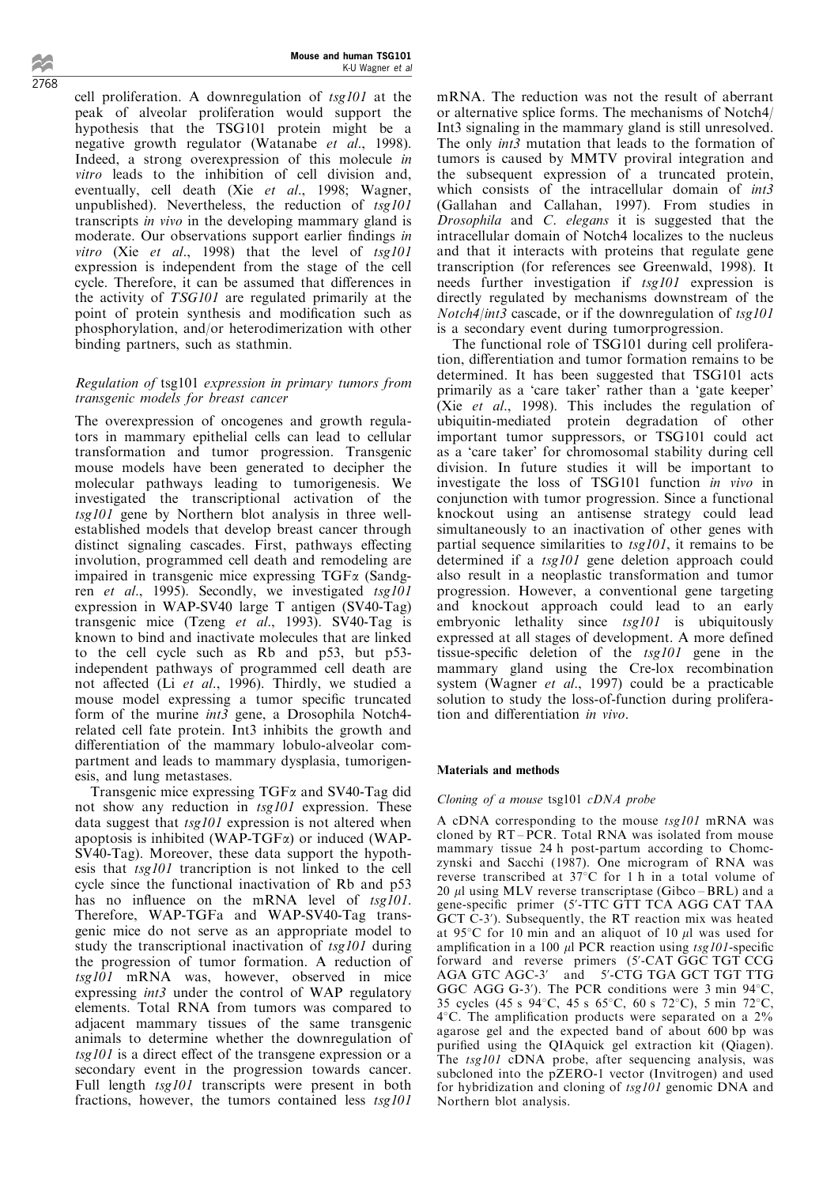cell proliferation. A downregulation of *tsg101* at the peak of alveolar proliferation would support the hypothesis that the TSG101 protein might be a negative growth regulator (Watanabe *et al*., 1998). Indeed, a strong overexpression of this molecule *in vitro* leads to the inhibition of cell division and, eventually, cell death (Xie *et al*., 1998; Wagner, unpublished). Nevertheless, the reduction of *tsg101* transcripts *in vivo* in the developing mammary gland is moderate. Our observations support earlier findings *in vitro* (Xie *et al*., 1998) that the level of *tsg101* expression is independent from the stage of the cell cycle. Therefore, it can be assumed that differences in the activity of *TSG101* are regulated primarily at the point of protein synthesis and modification such as phosphorylation, and/or heterodimerization with other binding partners, such as stathmin.

### *Regulation of* tsg101 *expression in primary tumors from transgenic models for breast cancer*

The overexpression of oncogenes and growth regulators in mammary epithelial cells can lead to cellular transformation and tumor progression. Transgenic mouse models have been generated to decipher the molecular pathways leading to tumorigenesis. We investigated the transcriptional activation of the *tsg101* gene by Northern blot analysis in three well-established models that develop breast cancer through distinct signaling cascades. First, pathways effecting involution, programmed cell death and remodeling are impaired in transgenic mice expressing TGF$\alpha$ (Sandgren *et al*., 1995). Secondly, we investigated *tsg101* expression in WAP-SV40 large T antigen (SV40-Tag) transgenic mice (Tzeng *et al*., 1993). SV40-Tag is known to bind and inactivate molecules that are linked to the cell cycle such as Rb and p53, but p53-independent pathways of programmed cell death are not affected (Li *et al*., 1996). Thirdly, we studied a mouse model expressing a tumor specific truncated form of the murine *int3* gene, a Drosophila Notch4-related cell fate protein. Int3 inhibits the growth and differentiation of the mammary lobulo-alveolar compartment and leads to mammary dysplasia, tumorigenesis, and lung metastases.

Transgenic mice expressing TGF$\alpha$ and SV40-Tag did not show any reduction in *tsg101* expression. These data suggest that *tsg101* expression is not altered when apoptosis is inhibited (WAP-TGF$\alpha$) or induced (WAP-SV40-Tag). Moreover, these data support the hypothesis that *tsg101* trancription is not linked to the cell cycle since the functional inactivation of Rb and p53 has no influence on the mRNA level of *tsg101*. Therefore, WAP-TGFa and WAP-SV40-Tag transgenic mice do not serve as an appropriate model to study the transcriptional inactivation of *tsg101* during the progression of tumor formation. A reduction of *tsg101* mRNA was, however, observed in mice expressing *int3* under the control of WAP regulatory elements. Total RNA from tumors was compared to adjacent mammary tissues of the same transgenic animals to determine whether the downregulation of *tsg101* is a direct effect of the transgene expression or a secondary event in the progression towards cancer. Full length *tsg101* transcripts were present in both fractions, however, the tumors contained less *tsg101* mRNA. The reduction was not the result of aberrant or alternative splice forms. The mechanisms of Notch4/Int3 signaling in the mammary gland is still unresolved. The only *int3* mutation that leads to the formation of tumors is caused by MMTV proviral integration and the subsequent expression of a truncated protein, which consists of the intracellular domain of *int3* (Gallahan and Callahan, 1997). From studies in *Drosophila* and *C. elegans* it is suggested that the intracellular domain of Notch4 localizes to the nucleus and that it interacts with proteins that regulate gene transcription (for references see Greenwald, 1998). It needs further investigation if *tsg101* expression is directly regulated by mechanisms downstream of the *Notch4*/*int3* cascade, or if the downregulation of *tsg101* is a secondary event during tumorprogression.

The functional role of TSG101 during cell proliferation, differentiation and tumor formation remains to be determined. It has been suggested that TSG101 acts primarily as a 'care taker' rather than a 'gate keeper' (Xie *et al*., 1998). This includes the regulation of ubiquitin-mediated protein degradation of other important tumor suppressors, or TSG101 could act as a 'care taker' for chromosomal stability during cell division. In future studies it will be important to investigate the loss of TSG101 function *in vivo* in conjunction with tumor progression. Since a functional knockout using an antisense strategy could lead simultaneously to an inactivation of other genes with partial sequence similarities to *tsg101*, it remains to be determined if a *tsg101* gene deletion approach could also result in a neoplastic transformation and tumor progression. However, a conventional gene targeting and knockout approach could lead to an early embryonic lethality since *tsg101* is ubiquitously expressed at all stages of development. A more defined tissue-specific deletion of the *tsg101* gene in the mammary gland using the Cre-lox recombination system (Wagner *et al*., 1997) could be a practicable solution to study the loss-of-function during proliferation and differentiation *in vivo*.

## Materials and methods

### *Cloning of a mouse* tsg101 *cDNA probe*

A cDNA corresponding to the mouse *tsg101* mRNA was cloned by RT–PCR. Total RNA was isolated from mouse mammary tissue 24 h post-partum according to Chomczynski and Sacchi (1987). One microgram of RNA was reverse transcribed at 37°C for 1 h in a total volume of 20 $\mu$l using MLV reverse transcriptase (Gibco–BRL) and a gene-specific primer (5′-TTC GTT TCA AGG CAT TAA GCT C-3′). Subsequently, the RT reaction mix was heated at 95°C for 10 min and an aliquot of 10 $\mu$l was used for amplification in a 100 $\mu$l PCR reaction using *tsg101*-specific forward and reverse primers (5′-CAT GGC TGT CCG AGA GTC AGC-3′ and 5′-CTG TGA GCT TGT TTG GGC AGG G-3′). The PCR conditions were 3 min 94°C, 35 cycles (45 s 94°C, 45 s 65°C, 60 s 72°C), 5 min 72°C, 4°C. The amplification products were separated on a 2% agarose gel and the expected band of about 600 bp was purified using the QIAquick gel extraction kit (Qiagen). The *tsg101* cDNA probe, after sequencing analysis, was subcloned into the pZERO-1 vector (Invitrogen) and used for hybridization and cloning of *tsg101* genomic DNA and Northern blot analysis.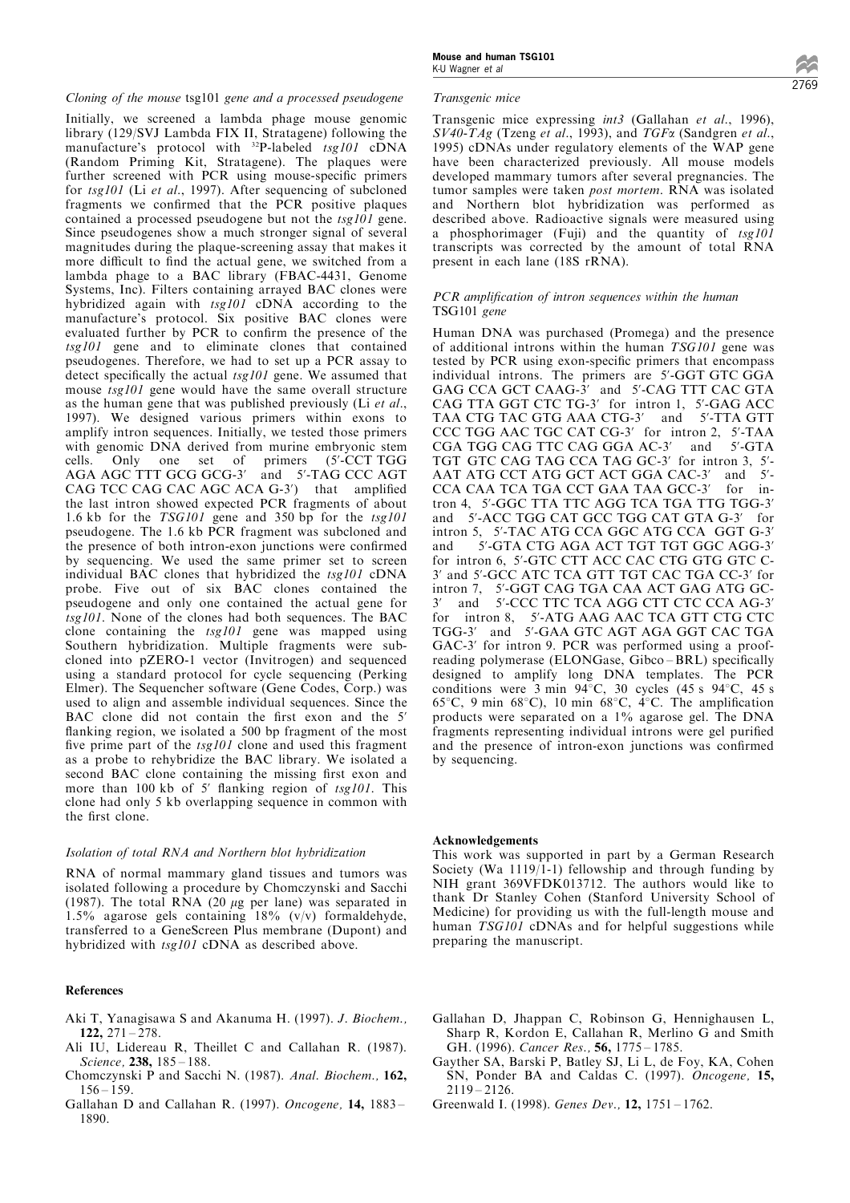*Cloning of the mouse* tsg101 *gene and a processed pseudogene*

Initially, we screened a lambda phage mouse genomic library (129/SVJ Lambda FIX II, Stratagene) following the manufacture's protocol with $^{32}$P-labeled *tsg101* cDNA (Random Priming Kit, Stratagene). The plaques were further screened with PCR using mouse-specific primers for *tsg101* (Li *et al*., 1997). After sequencing of subcloned fragments we confirmed that the PCR positive plaques contained a processed pseudogene but not the *tsg101* gene. Since pseudogenes show a much stronger signal of several magnitudes during the plaque-screening assay that makes it more difficult to find the actual gene, we switched from a lambda phage to a BAC library (FBAC-4431, Genome Systems, Inc). Filters containing arrayed BAC clones were hybridized again with *tsg101* cDNA according to the manufacture's protocol. Six positive BAC clones were evaluated further by PCR to confirm the presence of the *tsg101* gene and to eliminate clones that contained pseudogenes. Therefore, we had to set up a PCR assay to detect specifically the actual *tsg101* gene. We assumed that mouse *tsg101* gene would have the same overall structure as the human gene that was published previously (Li *et al*., 1997). We designed various primers within exons to amplify intron sequences. Initially, we tested those primers with genomic DNA derived from murine embryonic stem cells. Only one set of primers (5′-CCT TGG AGA AGC TTT GCG GCG-3′ and 5′-TAG CCC AGT CAG TCC CAG CAC AGC ACA G-3′) that amplified the last intron showed expected PCR fragments of about 1.6 kb for the *TSG101* gene and 350 bp for the *tsg101* pseudogene. The 1.6 kb PCR fragment was subcloned and the presence of both intron-exon junctions were confirmed by sequencing. We used the same primer set to screen individual BAC clones that hybridized the *tsg101* cDNA probe. Five out of six BAC clones contained the pseudogene and only one contained the actual gene for *tsg101*. None of the clones had both sequences. The BAC clone containing the *tsg101* gene was mapped using Southern hybridization. Multiple fragments were subcloned into pZERO-1 vector (Invitrogen) and sequenced using a standard protocol for cycle sequencing (Perking Elmer). The Sequencher software (Gene Codes, Corp.) was used to align and assemble individual sequences. Since the BAC clone did not contain the first exon and the 5′ flanking region, we isolated a 500 bp fragment of the most five prime part of the *tsg101* clone and used this fragment as a probe to rehybridize the BAC library. We isolated a second BAC clone containing the missing first exon and more than 100 kb of 5′ flanking region of *tsg101*. This clone had only 5 kb overlapping sequence in common with the first clone.

*Isolation of total RNA and Northern blot hybridization*

RNA of normal mammary gland tissues and tumors was isolated following a procedure by Chomczynski and Sacchi (1987). The total RNA (20 μg per lane) was separated in 1.5% agarose gels containing 18% (v/v) formaldehyde, transferred to a GeneScreen Plus membrane (Dupont) and hybridized with *tsg101* cDNA as described above.

*Transgenic mice*

Transgenic mice expressing *int3* (Gallahan *et al*., 1996), *SV40-TAg* (Tzeng *et al*., 1993), and *TGFα* (Sandgren *et al*., 1995) cDNAs under regulatory elements of the WAP gene have been characterized previously. All mouse models developed mammary tumors after several pregnancies. The tumor samples were taken *post mortem*. RNA was isolated and Northern blot hybridization was performed as described above. Radioactive signals were measured using a phosphorimager (Fuji) and the quantity of *tsg101* transcripts was corrected by the amount of total RNA present in each lane (18S rRNA).

*PCR amplification of intron sequences within the human* TSG101 *gene*

Human DNA was purchased (Promega) and the presence of additional introns within the human *TSG101* gene was tested by PCR using exon-specific primers that encompass individual introns. The primers are 5′-GGT GTC GGA GAG CCA GCT CAAG-3′ and 5′-CAG TTT CAC GTA CAG TTA GGT CTC TG-3′ for intron 1, 5′-GAG ACC TAA CTG TAC GTG AAA CTG-3′ and 5′-TTA GTT CCC TGG AAC TGC CAT CG-3′ for intron 2, 5′-TAA CGA TGG CAG TTC CAG GGA AC-3′ and 5′-GTA TGT GTC CAG TAG CCA TAG GC-3′ for intron 3, 5′-AAT ATG CCT ATG GCT ACT GGA CAC-3′ and 5′-CCA CAA TCA TGA CCT GAA TAA GCC-3′ for intron 4, 5′-GGC TTA TTC AGG TCA TGA TTG TGG-3′ and 5′-ACC TGG CAT GCC TGG CAT GTA G-3′ for intron 5, 5′-TAC ATG CCA GGC ATG CCA GGT G-3′ and 5′-GTA CTG AGA ACT TGT TGT GGC AGG-3′ for intron 6, 5′-GTC CTT ACC CAC CTG GTG GTC C-3′ and 5′-GCC ATC TCA GTT TGT CAC TGA CC-3′ for intron 7, 5′-GGT CAG TGA CAA ACT GAG ATG GC-3′ and 5′-CCC TTC TCA AGG CTT CTC CCA AG-3′ for intron 8, 5′-ATG AAG AAC TCA GTT CTG CTC TGG-3′ and 5′-GAA GTC AGT AGA GGT CAC TGA GAC-3′ for intron 9. PCR was performed using a proofreading polymerase (ELONGase, Gibco–BRL) specifically designed to amplify long DNA templates. The PCR conditions were 3 min 94°C, 30 cycles (45 s 94°C, 45 s 65°C, 9 min 68°C), 10 min 68°C, 4°C. The amplification products were separated on a 1% agarose gel. The DNA fragments representing individual introns were gel purified and the presence of intron-exon junctions was confirmed by sequencing.

**Acknowledgements**

This work was supported in part by a German Research Society (Wa 1119/1-1) fellowship and through funding by NIH grant 369VFDK013712. The authors would like to thank Dr Stanley Cohen (Stanford University School of Medicine) for providing us with the full-length mouse and human *TSG101* cDNAs and for helpful suggestions while preparing the manuscript.

## References

Aki T, Yanagisawa S and Akanuma H. (1997). *J. Biochem.,* **122,** 271–278.

Ali IU, Lidereau R, Theillet C and Callahan R. (1987). *Science,* **238,** 185–188.

Chomczynski P and Sacchi N. (1987). *Anal. Biochem.,* **162,** 156–159.

Gallahan D and Callahan R. (1997). *Oncogene,* **14,** 1883–1890.

Gallahan D, Jhappan C, Robinson G, Hennighausen L, Sharp R, Kordon E, Callahan R, Merlino G and Smith GH. (1996). *Cancer Res.,* **56,** 1775–1785.

Gayther SA, Barski P, Batley SJ, Li L, de Foy, KA, Cohen SN, Ponder BA and Caldas C. (1997). *Oncogene,* **15,** 2119–2126.

Greenwald I. (1998). *Genes Dev.,* **12,** 1751–1762.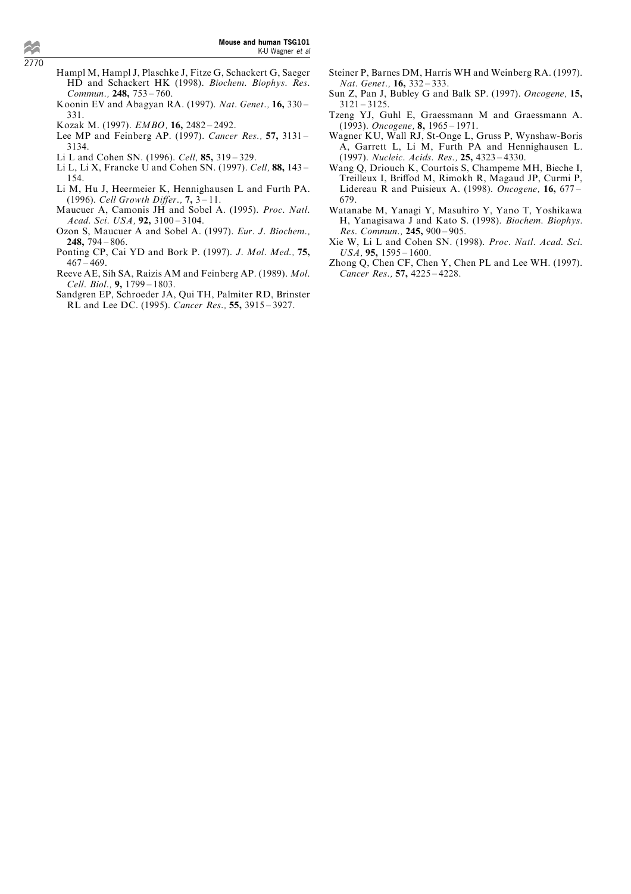Hampl M, Hampl J, Plaschke J, Fitze G, Schackert G, Saeger HD and Schackert HK (1998). *Biochem. Biophys. Res. Commun.,* **248,** 753 – 760.

Koonin EV and Abagyan RA. (1997). *Nat. Genet.,* **16,** 330 – 331.

Kozak M. (1997). *EMBO,* **16,** 2482 – 2492.

Lee MP and Feinberg AP. (1997). *Cancer Res.,* **57,** 3131 – 3134.

Li L and Cohen SN. (1996). *Cell,* **85,** 319 – 329.

Li L, Li X, Francke U and Cohen SN. (1997). *Cell,* **88,** 143 – 154.

Li M, Hu J, Heermeier K, Hennighausen L and Furth PA. (1996). *Cell Growth Differ.,* **7,** 3 – 11.

Maucuer A, Camonis JH and Sobel A. (1995). *Proc. Natl. Acad. Sci. USA,* **92,** 3100 – 3104.

Ozon S, Maucuer A and Sobel A. (1997). *Eur. J. Biochem.,* **248,** 794 – 806.

Ponting CP, Cai YD and Bork P. (1997). *J. Mol. Med.,* **75,** 467 – 469.

Reeve AE, Sih SA, Raizis AM and Feinberg AP. (1989). *Mol. Cell. Biol.,* **9,** 1799 – 1803.

Sandgren EP, Schroeder JA, Qui TH, Palmiter RD, Brinster RL and Lee DC. (1995). *Cancer Res.,* **55,** 3915 – 3927.

Steiner P, Barnes DM, Harris WH and Weinberg RA. (1997). *Nat. Genet.,* **16,** 332 – 333.

Sun Z, Pan J, Bubley G and Balk SP. (1997). *Oncogene,* **15,** 3121 – 3125.

Tzeng YJ, Guhl E, Graessmann M and Graessmann A. (1993). *Oncogene,* **8,** 1965 – 1971.

Wagner KU, Wall RJ, St-Onge L, Gruss P, Wynshaw-Boris A, Garrett L, Li M, Furth PA and Hennighausen L. (1997). *Nucleic. Acids. Res.,* **25,** 4323 – 4330.

Wang Q, Driouch K, Courtois S, Champeme MH, Bieche I, Treilleux I, Briffod M, Rimokh R, Magaud JP, Curmi P, Lidereau R and Puisieux A. (1998). *Oncogene,* **16,** 677 – 679.

Watanabe M, Yanagi Y, Masuhiro Y, Yano T, Yoshikawa H, Yanagisawa J and Kato S. (1998). *Biochem. Biophys. Res. Commun.,* **245,** 900 – 905.

Xie W, Li L and Cohen SN. (1998). *Proc. Natl. Acad. Sci. USA,* **95,** 1595 – 1600.

Zhong Q, Chen CF, Chen Y, Chen PL and Lee WH. (1997). *Cancer Res.,* **57,** 4225 – 4228.